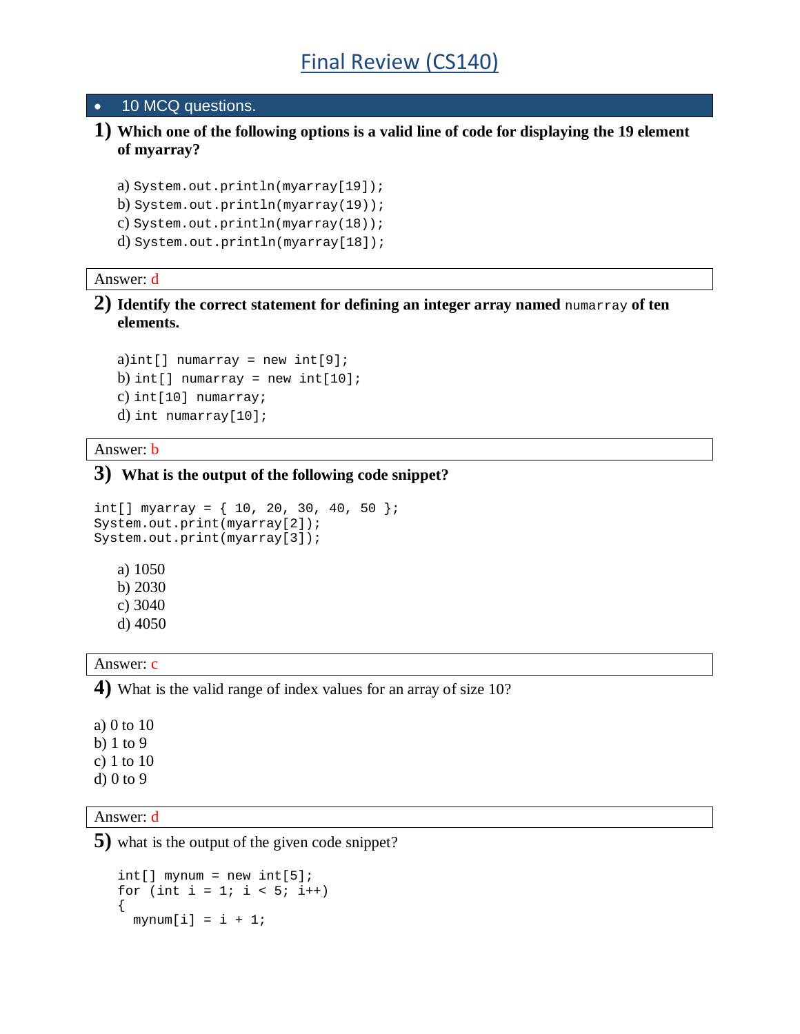# Final Review (CS140)

- 10 MCQ questions.

**1) Which one of the following options is a valid line of code for displaying the 19 element of myarray?**

a) `System.out.println(myarray[19]);`
b) `System.out.println(myarray(19));`
c) `System.out.println(myarray(18));`
d) `System.out.println(myarray[18]);`

Answer: d

**2) Identify the correct statement for defining an integer array named `numarray` of ten elements.**

a) `int[] numarray = new int[9];`
b) `int[] numarray = new int[10];`
c) `int[10] numarray;`
d) `int numarray[10];`

Answer: b

**3) What is the output of the following code snippet?**

```
int[] myarray = { 10, 20, 30, 40, 50 };
System.out.print(myarray[2]);
System.out.print(myarray[3]);
```

a) 1050
b) 2030
c) 3040
d) 4050

Answer: c

**4)** What is the valid range of index values for an array of size 10?

a) 0 to 10
b) 1 to 9
c) 1 to 10
d) 0 to 9

Answer: d

**5)** what is the output of the given code snippet?

```
int[] mynum = new int[5];
for (int i = 1; i < 5; i++)
{
  mynum[i] = i + 1;
```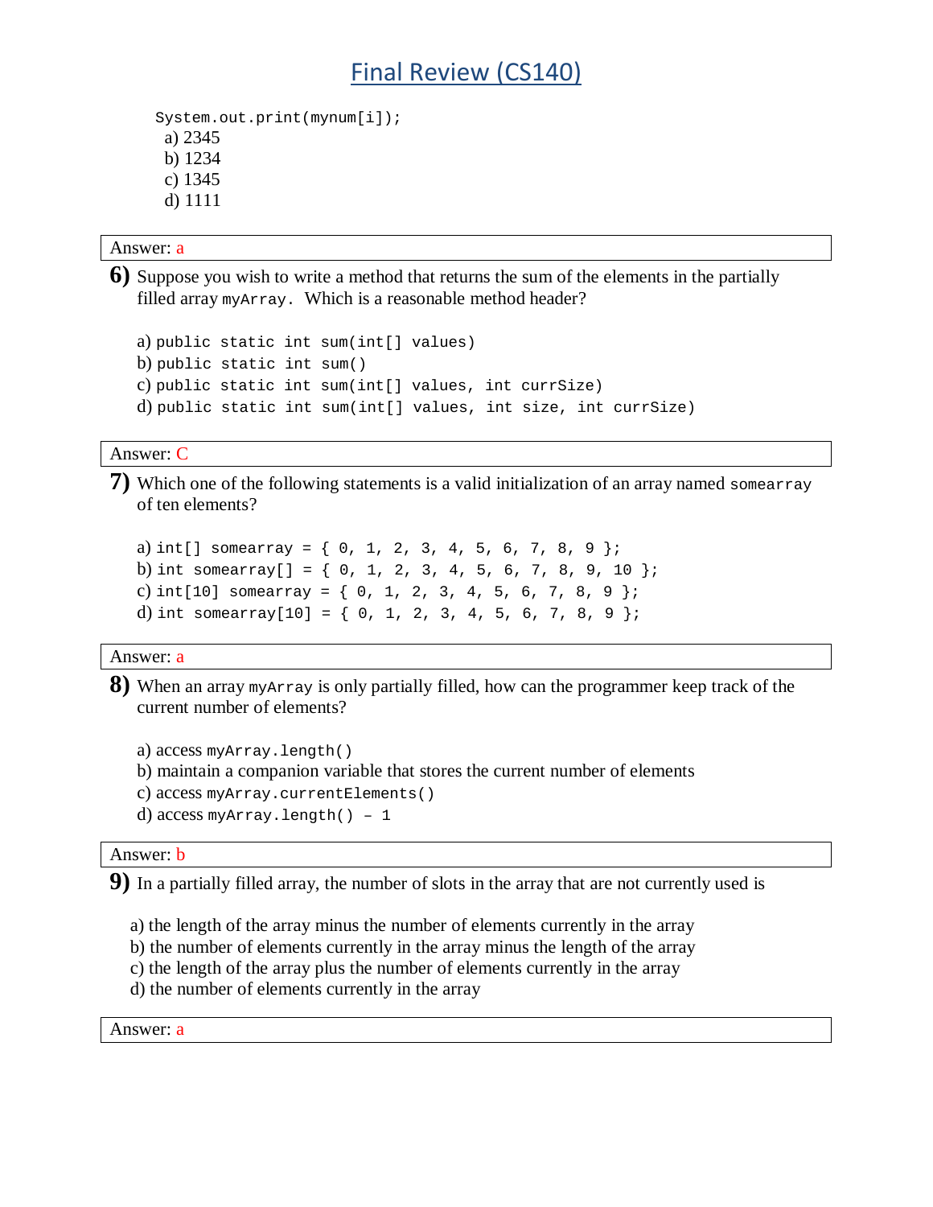```
System.out.print(mynum[i]);
```

a) 2345
b) 1234
c) 1345
d) 1111

Answer: a

**6)** Suppose you wish to write a method that returns the sum of the elements in the partially filled array `myArray`. Which is a reasonable method header?

a) `public static int sum(int[] values)`
b) `public static int sum()`
c) `public static int sum(int[] values, int currSize)`
d) `public static int sum(int[] values, int size, int currSize)`

Answer: C

**7)** Which one of the following statements is a valid initialization of an array named `somearray` of ten elements?

a) `int[] somearray = { 0, 1, 2, 3, 4, 5, 6, 7, 8, 9 };`
b) `int somearray[] = { 0, 1, 2, 3, 4, 5, 6, 7, 8, 9, 10 };`
c) `int[10] somearray = { 0, 1, 2, 3, 4, 5, 6, 7, 8, 9 };`
d) `int somearray[10] = { 0, 1, 2, 3, 4, 5, 6, 7, 8, 9 };`

Answer: a

**8)** When an array `myArray` is only partially filled, how can the programmer keep track of the current number of elements?

a) access `myArray.length()`
b) maintain a companion variable that stores the current number of elements
c) access `myArray.currentElements()`
d) access `myArray.length() – 1`

Answer: b

**9)** In a partially filled array, the number of slots in the array that are not currently used is

a) the length of the array minus the number of elements currently in the array
b) the number of elements currently in the array minus the length of the array
c) the length of the array plus the number of elements currently in the array
d) the number of elements currently in the array

Answer: a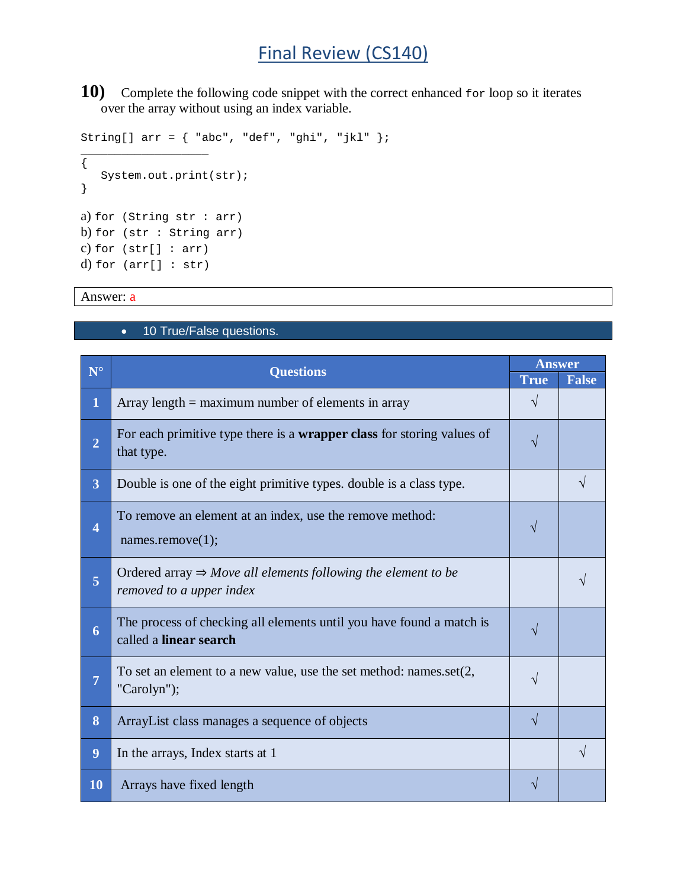# Final Review (CS140)

**10)** Complete the following code snippet with the correct enhanced `for` loop so it iterates over the array without using an index variable.

```
String[] arr = { "abc", "def", "ghi", "jkl" };
___________________
{
   System.out.print(str);
}
```

a) `for (String str : arr)`
b) `for (str : String arr)`
c) `for (str[] : arr)`
d) `for (arr[] : str)`

Answer: a

- 10 True/False questions.

| N° | Questions | Answer | |
|---|---|---|---|
| | | True | False |
| 1 | Array length = maximum number of elements in array | √ | |
| 2 | For each primitive type there is a **wrapper class** for storing values of that type. | √ | |
| 3 | Double is one of the eight primitive types. double is a class type. | | √ |
| 4 | To remove an element at an index, use the remove method: names.remove(1); | √ | |
| 5 | Ordered array ⇒ *Move all elements following the element to be removed to a upper index* | | √ |
| 6 | The process of checking all elements until you have found a match is called a **linear search** | √ | |
| 7 | To set an element to a new value, use the set method: names.set(2, "Carolyn"); | √ | |
| 8 | ArrayList class manages a sequence of objects | √ | |
| 9 | In the arrays, Index starts at 1 | | √ |
| 10 | Arrays have fixed length | √ | |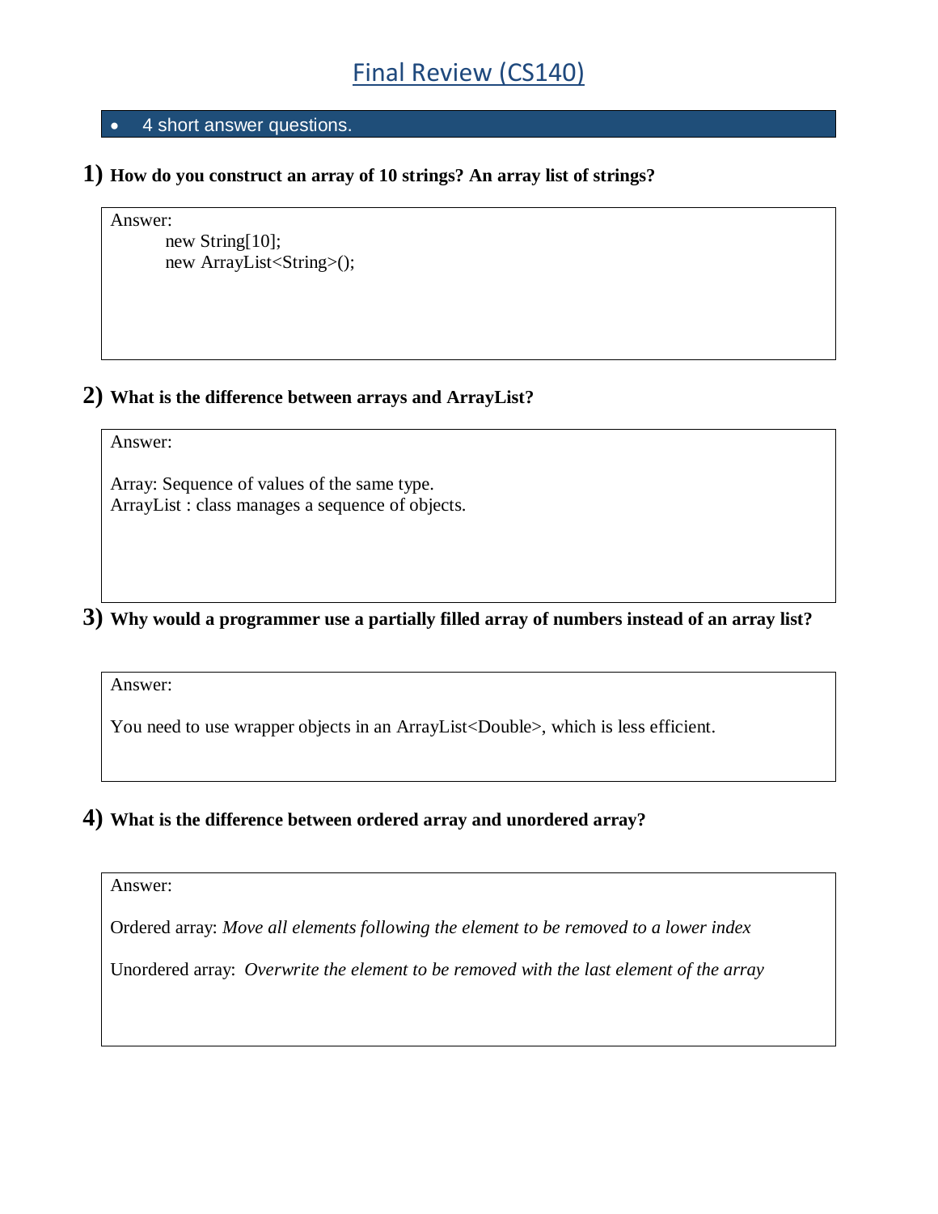# Final Review (CS140)

- 4 short answer questions.

**1) How do you construct an array of 10 strings? An array list of strings?**

Answer:

```
new String[10];
new ArrayList<String>();
```

**2) What is the difference between arrays and ArrayList?**

Answer:

Array: Sequence of values of the same type.
ArrayList : class manages a sequence of objects.

**3) Why would a programmer use a partially filled array of numbers instead of an array list?**

Answer:

You need to use wrapper objects in an ArrayList<Double>, which is less efficient.

**4) What is the difference between ordered array and unordered array?**

Answer:

Ordered array: *Move all elements following the element to be removed to a lower index*

Unordered array: *Overwrite the element to be removed with the last element of the array*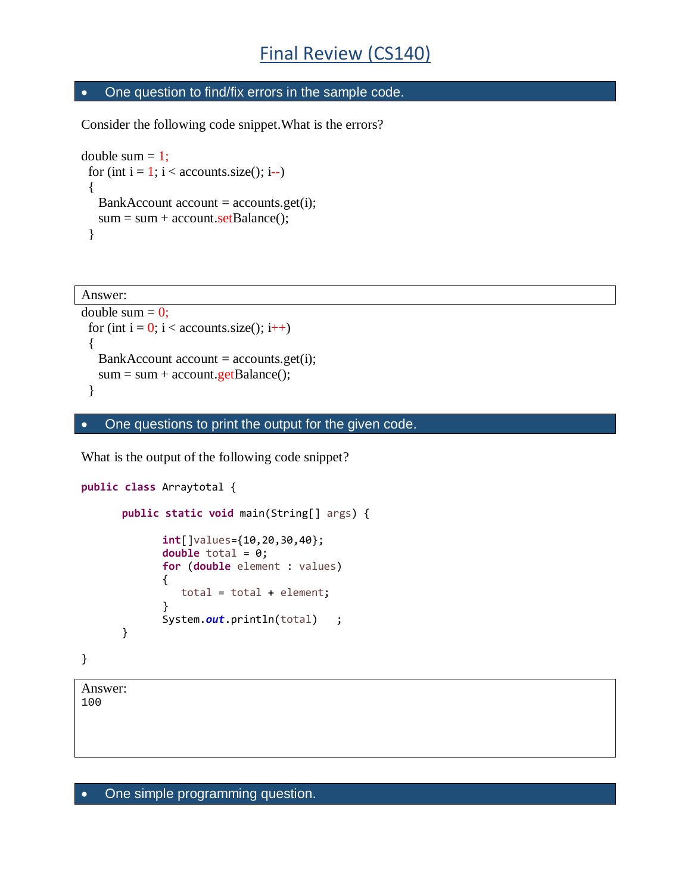# Final Review (CS140)

- One question to find/fix errors in the sample code.

Consider the following code snippet.What is the errors?

```
double sum = 1;
  for (int i = 1; i < accounts.size(); i--)
  {
     BankAccount account = accounts.get(i);
     sum = sum + account.setBalance();
  }
```

Answer:

```
double sum = 0;
  for (int i = 0; i < accounts.size(); i++)
  {
     BankAccount account = accounts.get(i);
     sum = sum + account.getBalance();
  }
```

- One questions to print the output for the given code.

What is the output of the following code snippet?

```java
public class Arraytotal {

	public static void main(String[] args) {

		int[]values={10,20,30,40};
		double total = 0;
		for (double element : values)
		{
		   total = total + element;
		}
		System.out.println(total)   ;
	}

}
```

Answer:

```
100
```

- One simple programming question.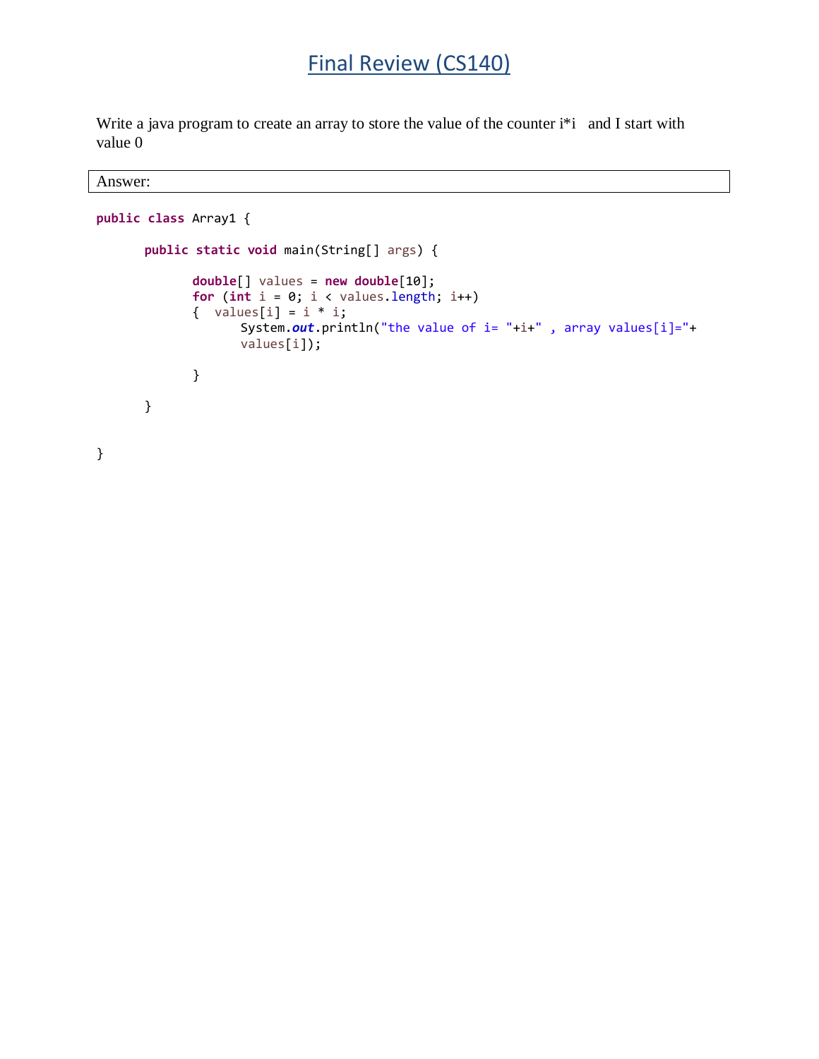# Final Review (CS140)

Write a java program to create an array to store the value of the counter i*i   and I start with value 0

Answer:

```
public class Array1 {

	public static void main(String[] args) {

		double[] values = new double[10];
		for (int i = 0; i < values.length; i++)
		{  values[i] = i * i;
			System.out.println("the value of i= "+i+" , array values[i]="+
			values[i]);

		}

	}


}
```